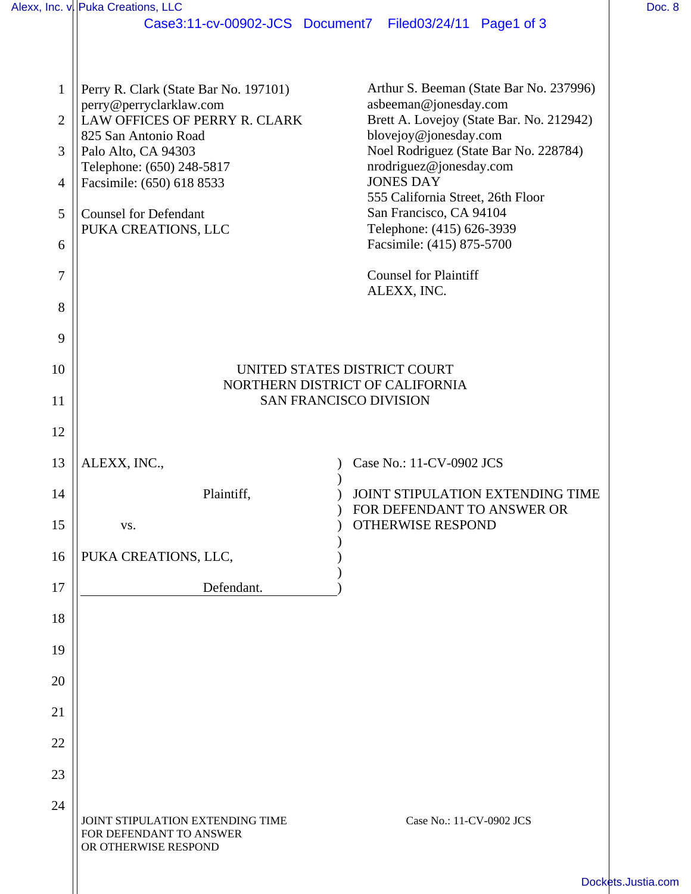Perry R. Clark (State Bar No. 197101)
perry@perryclarklaw.com
LAW OFFICES OF PERRY R. CLARK
825 San Antonio Road
Palo Alto, CA 94303
Telephone: (650) 248-5817
Facsimile: (650) 618 8533

Counsel for Defendant
PUKA CREATIONS, LLC

Arthur S. Beeman (State Bar No. 237996)
asbeeman@jonesday.com
Brett A. Lovejoy (State Bar. No. 212942)
blovejoy@jonesday.com
Noel Rodriguez (State Bar No. 228784)
nrodriguez@jonesday.com
JONES DAY
555 California Street, 26th Floor
San Francisco, CA 94104
Telephone: (415) 626-3939
Facsimile: (415) 875-5700

Counsel for Plaintiff
ALEXX, INC.

UNITED STATES DISTRICT COURT
NORTHERN DISTRICT OF CALIFORNIA
SAN FRANCISCO DIVISION

ALEXX, INC.,

Plaintiff,

vs.

PUKA CREATIONS, LLC,

Defendant.

Case No.: 11-CV-0902 JCS

JOINT STIPULATION EXTENDING TIME FOR DEFENDANT TO ANSWER OR OTHERWISE RESPOND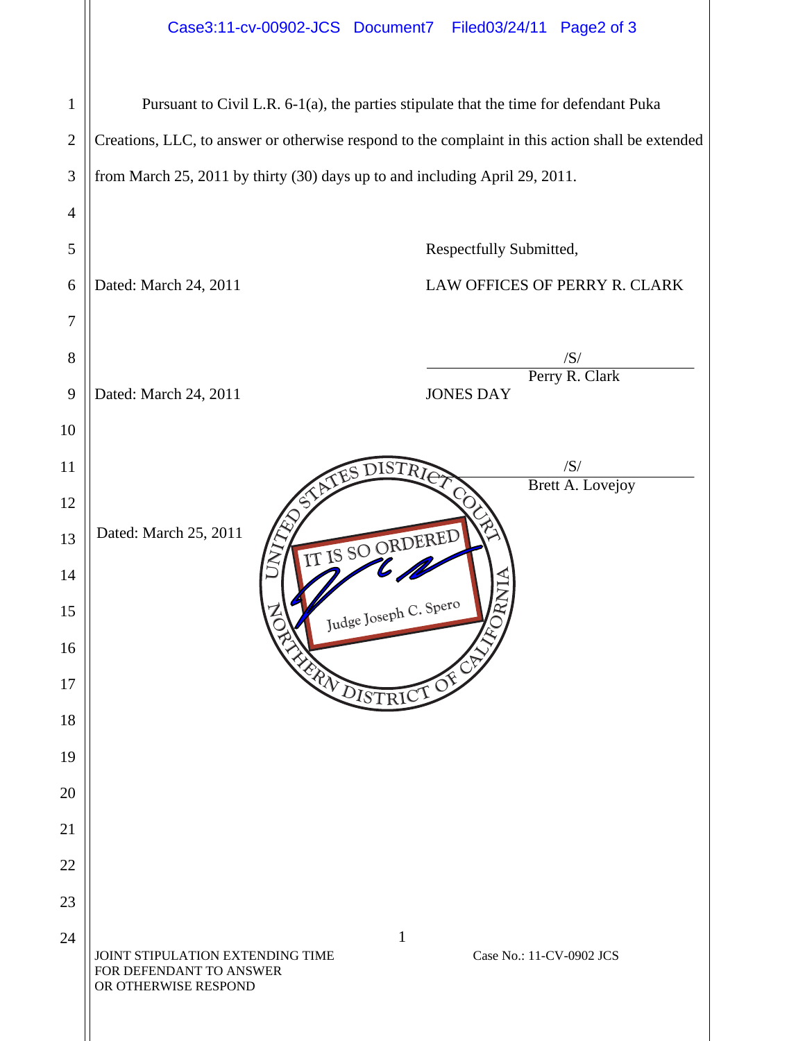Pursuant to Civil L.R. 6-1(a), the parties stipulate that the time for defendant Puka Creations, LLC, to answer or otherwise respond to the complaint in this action shall be extended from March 25, 2011 by thirty (30) days up to and including April 29, 2011.

Respectfully Submitted,

Dated: March 24, 2011

LAW OFFICES OF PERRY R. CLARK

/S/
Perry R. Clark

Dated: March 24, 2011

JONES DAY

/S/
Brett A. Lovejoy

Dated: March 25, 2011

UNITED STATES DISTRICT COURT
NORTHERN DISTRICT OF CALIFORNIA

IT IS SO ORDERED

Judge Joseph C. Spero

JOINT STIPULATION EXTENDING TIME FOR DEFENDANT TO ANSWER OR OTHERWISE RESPOND

Case No.: 11-CV-0902 JCS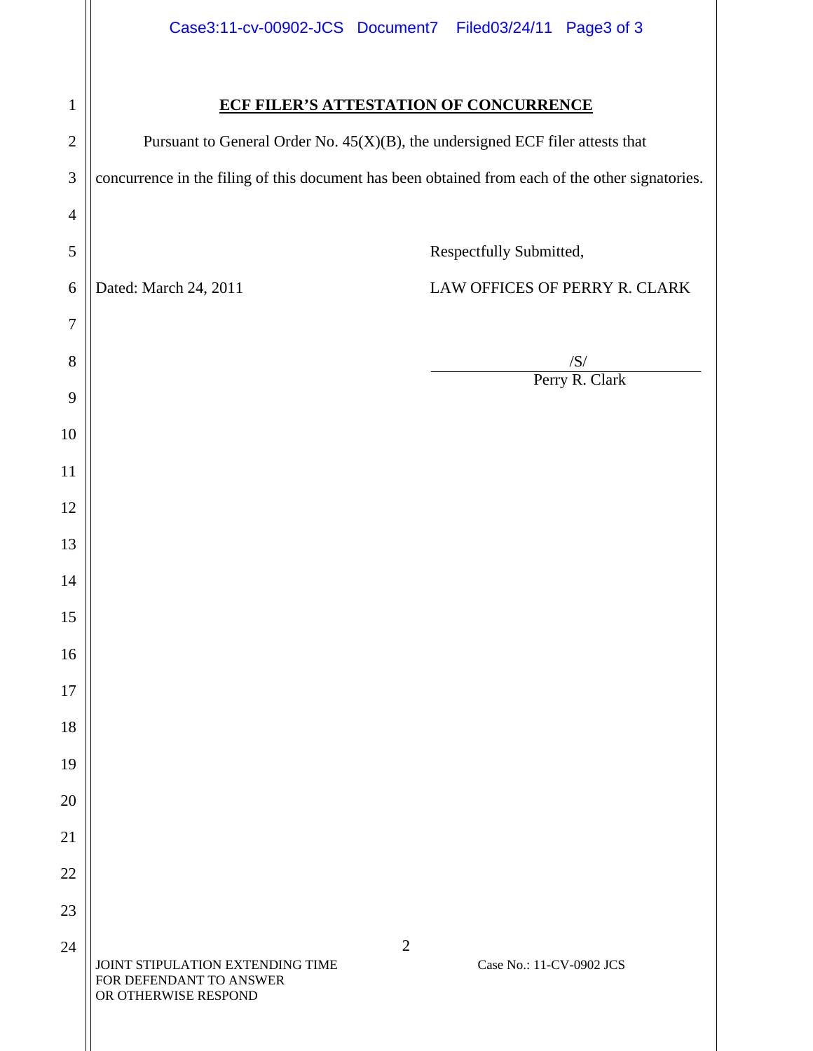**ECF FILER'S ATTESTATION OF CONCURRENCE**

Pursuant to General Order No. 45(X)(B), the undersigned ECF filer attests that concurrence in the filing of this document has been obtained from each of the other signatories.

Respectfully Submitted,

Dated: March 24, 2011

LAW OFFICES OF PERRY R. CLARK

/S/

Perry R. Clark